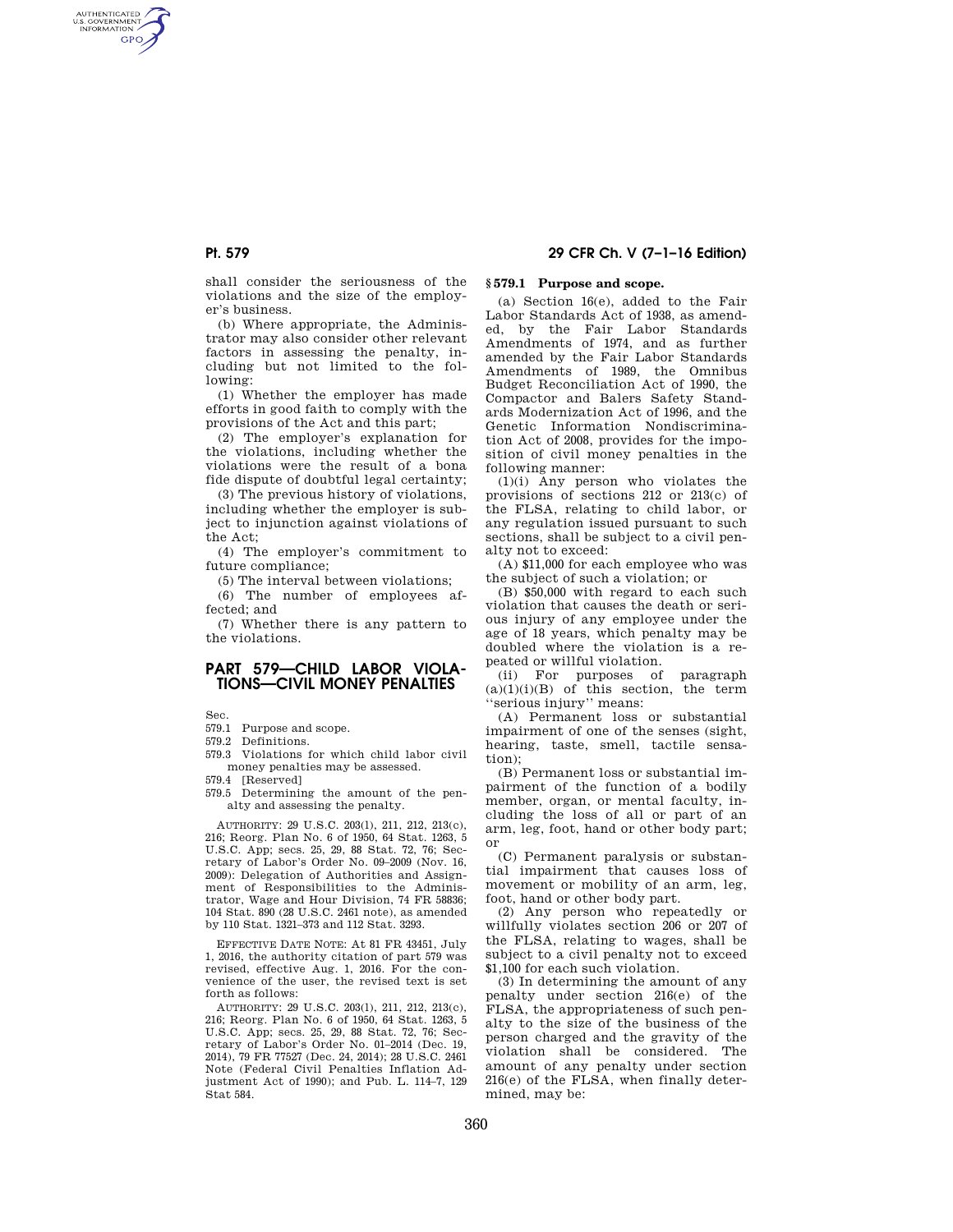shall consider the seriousness of the violations and the size of the employer's business.

(b) Where appropriate, the Administrator may also consider other relevant factors in assessing the penalty, including but not limited to the following:

(1) Whether the employer has made efforts in good faith to comply with the provisions of the Act and this part;

(2) The employer's explanation for the violations, including whether the violations were the result of a bona fide dispute of doubtful legal certainty;

(3) The previous history of violations, including whether the employer is subject to injunction against violations of the Act;

(4) The employer's commitment to future compliance;

(5) The interval between violations;

(6) The number of employees affected; and

(7) Whether there is any pattern to the violations.

# PART 579—CHILD LABOR VIOLATIONS—CIVIL MONEY PENALTIES

Sec.

579.1 Purpose and scope.

579.2 Definitions.

579.3 Violations for which child labor civil money penalties may be assessed.

579.4 [Reserved]

579.5 Determining the amount of the penalty and assessing the penalty.

AUTHORITY: 29 U.S.C. 203(l), 211, 212, 213(c), 216; Reorg. Plan No. 6 of 1950, 64 Stat. 1263, 5 U.S.C. App; secs. 25, 29, 88 Stat. 72, 76; Secretary of Labor's Order No. 09–2009 (Nov. 16, 2009): Delegation of Authorities and Assignment of Responsibilities to the Administrator, Wage and Hour Division, 74 FR 58836; 104 Stat. 890 (28 U.S.C. 2461 note), as amended by 110 Stat. 1321–373 and 112 Stat. 3293.

EFFECTIVE DATE NOTE: At 81 FR 43451, July 1, 2016, the authority citation of part 579 was revised, effective Aug. 1, 2016. For the convenience of the user, the revised text is set forth as follows:

AUTHORITY: 29 U.S.C. 203(l), 211, 212, 213(c), 216; Reorg. Plan No. 6 of 1950, 64 Stat. 1263, 5 U.S.C. App; secs. 25, 29, 88 Stat. 72, 76; Secretary of Labor's Order No. 01–2014 (Dec. 19, 2014), 79 FR 77527 (Dec. 24, 2014); 28 U.S.C. 2461 Note (Federal Civil Penalties Inflation Adjustment Act of 1990); and Pub. L. 114–7, 129 Stat 584.

## § 579.1 Purpose and scope.

(a) Section 16(e), added to the Fair Labor Standards Act of 1938, as amended, by the Fair Labor Standards Amendments of 1974, and as further amended by the Fair Labor Standards Amendments of 1989, the Omnibus Budget Reconciliation Act of 1990, the Compactor and Balers Safety Standards Modernization Act of 1996, and the Genetic Information Nondiscrimination Act of 2008, provides for the imposition of civil money penalties in the following manner:

(1)(i) Any person who violates the provisions of sections 212 or 213(c) of the FLSA, relating to child labor, or any regulation issued pursuant to such sections, shall be subject to a civil penalty not to exceed:

(A) $11,000 for each employee who was the subject of such a violation; or

(B) $50,000 with regard to each such violation that causes the death or serious injury of any employee under the age of 18 years, which penalty may be doubled where the violation is a repeated or willful violation.

(ii) For purposes of paragraph (a)(1)(i)(B) of this section, the term ''serious injury'' means:

(A) Permanent loss or substantial impairment of one of the senses (sight, hearing, taste, smell, tactile sensation);

(B) Permanent loss or substantial impairment of the function of a bodily member, organ, or mental faculty, including the loss of all or part of an arm, leg, foot, hand or other body part; or

(C) Permanent paralysis or substantial impairment that causes loss of movement or mobility of an arm, leg, foot, hand or other body part.

(2) Any person who repeatedly or willfully violates section 206 or 207 of the FLSA, relating to wages, shall be subject to a civil penalty not to exceed $1,100 for each such violation.

(3) In determining the amount of any penalty under section 216(e) of the FLSA, the appropriateness of such penalty to the size of the business of the person charged and the gravity of the violation shall be considered. The amount of any penalty under section 216(e) of the FLSA, when finally determined, may be: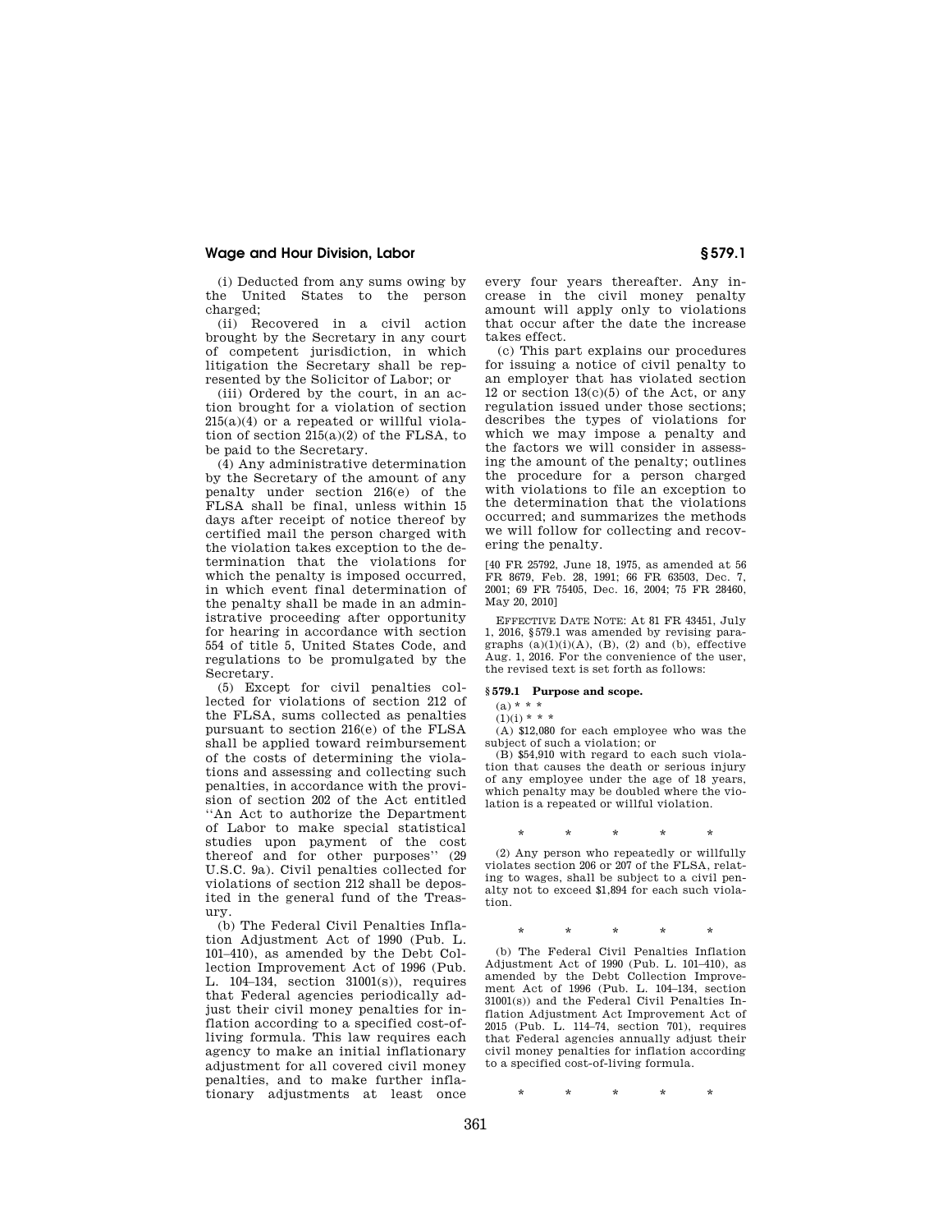(i) Deducted from any sums owing by the United States to the person charged;

(ii) Recovered in a civil action brought by the Secretary in any court of competent jurisdiction, in which litigation the Secretary shall be represented by the Solicitor of Labor; or

(iii) Ordered by the court, in an action brought for a violation of section 215(a)(4) or a repeated or willful violation of section 215(a)(2) of the FLSA, to be paid to the Secretary.

(4) Any administrative determination by the Secretary of the amount of any penalty under section 216(e) of the FLSA shall be final, unless within 15 days after receipt of notice thereof by certified mail the person charged with the violation takes exception to the determination that the violations for which the penalty is imposed occurred, in which event final determination of the penalty shall be made in an administrative proceeding after opportunity for hearing in accordance with section 554 of title 5, United States Code, and regulations to be promulgated by the Secretary.

(5) Except for civil penalties collected for violations of section 212 of the FLSA, sums collected as penalties pursuant to section 216(e) of the FLSA shall be applied toward reimbursement of the costs of determining the violations and assessing and collecting such penalties, in accordance with the provision of section 202 of the Act entitled ''An Act to authorize the Department of Labor to make special statistical studies upon payment of the cost thereof and for other purposes'' (29 U.S.C. 9a). Civil penalties collected for violations of section 212 shall be deposited in the general fund of the Treasury.

(b) The Federal Civil Penalties Inflation Adjustment Act of 1990 (Pub. L. 101–410), as amended by the Debt Collection Improvement Act of 1996 (Pub. L. 104–134, section 31001(s)), requires that Federal agencies periodically adjust their civil money penalties for inflation according to a specified cost-of-living formula. This law requires each agency to make an initial inflationary adjustment for all covered civil money penalties, and to make further inflationary adjustments at least once every four years thereafter. Any increase in the civil money penalty amount will apply only to violations that occur after the date the increase takes effect.

(c) This part explains our procedures for issuing a notice of civil penalty to an employer that has violated section 12 or section 13(c)(5) of the Act, or any regulation issued under those sections; describes the types of violations for which we may impose a penalty and the factors we will consider in assessing the amount of the penalty; outlines the procedure for a person charged with violations to file an exception to the determination that the violations occurred; and summarizes the methods we will follow for collecting and recovering the penalty.

[40 FR 25792, June 18, 1975, as amended at 56 FR 8679, Feb. 28, 1991; 66 FR 63503, Dec. 7, 2001; 69 FR 75405, Dec. 16, 2004; 75 FR 28460, May 20, 2010]

EFFECTIVE DATE NOTE: At 81 FR 43451, July 1, 2016, §579.1 was amended by revising paragraphs (a)(1)(i)(A), (B), (2) and (b), effective Aug. 1, 2016. For the convenience of the user, the revised text is set forth as follows:

**§ 579.1 Purpose and scope.**

(a) * * *

(1)(i) * * *

(A) $12,080 for each employee who was the subject of such a violation; or

(B) $54,910 with regard to each such violation that causes the death or serious injury of any employee under the age of 18 years, which penalty may be doubled where the violation is a repeated or willful violation.

\* \* \* \* \*

(2) Any person who repeatedly or willfully violates section 206 or 207 of the FLSA, relating to wages, shall be subject to a civil penalty not to exceed $1,894 for each such violation.

\* \* \* \* \*

(b) The Federal Civil Penalties Inflation Adjustment Act of 1990 (Pub. L. 101–410), as amended by the Debt Collection Improvement Act of 1996 (Pub. L. 104–134, section 31001(s)) and the Federal Civil Penalties Inflation Adjustment Act Improvement Act of 2015 (Pub. L. 114–74, section 701), requires that Federal agencies annually adjust their civil money penalties for inflation according to a specified cost-of-living formula.

\* \* \* \* \*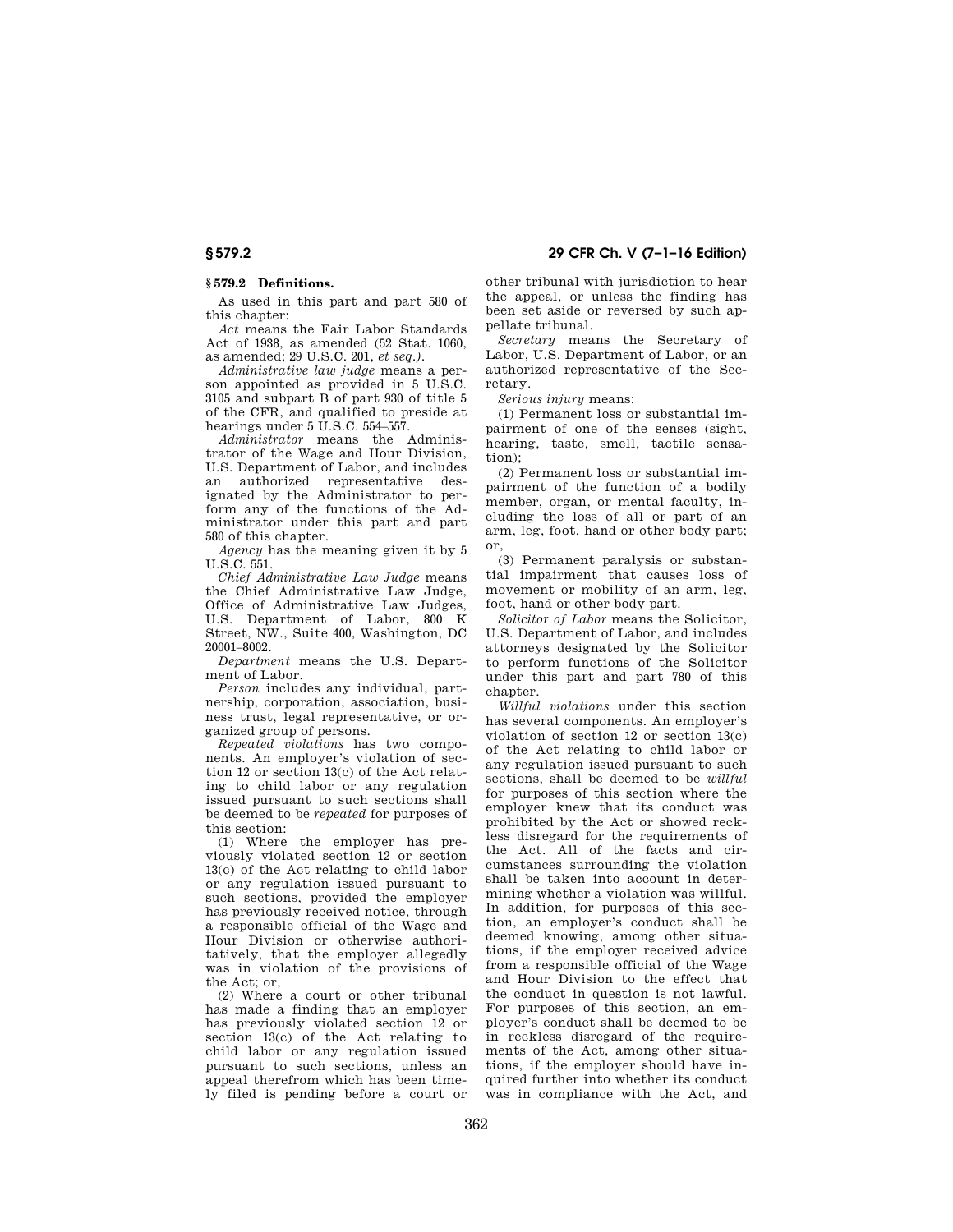## § 579.2 Definitions.

As used in this part and part 580 of this chapter:

*Act* means the Fair Labor Standards Act of 1938, as amended (52 Stat. 1060, as amended; 29 U.S.C. 201, *et seq.).*

*Administrative law judge* means a person appointed as provided in 5 U.S.C. 3105 and subpart B of part 930 of title 5 of the CFR, and qualified to preside at hearings under 5 U.S.C. 554–557.

*Administrator* means the Administrator of the Wage and Hour Division, U.S. Department of Labor, and includes an authorized representative designated by the Administrator to perform any of the functions of the Administrator under this part and part 580 of this chapter.

*Agency* has the meaning given it by 5 U.S.C. 551.

*Chief Administrative Law Judge* means the Chief Administrative Law Judge, Office of Administrative Law Judges, U.S. Department of Labor, 800 K Street, NW., Suite 400, Washington, DC 20001–8002.

*Department* means the U.S. Department of Labor.

*Person* includes any individual, partnership, corporation, association, business trust, legal representative, or organized group of persons.

*Repeated violations* has two components. An employer's violation of section 12 or section 13(c) of the Act relating to child labor or any regulation issued pursuant to such sections shall be deemed to be *repeated* for purposes of this section:

(1) Where the employer has previously violated section 12 or section 13(c) of the Act relating to child labor or any regulation issued pursuant to such sections, provided the employer has previously received notice, through a responsible official of the Wage and Hour Division or otherwise authoritatively, that the employer allegedly was in violation of the provisions of the Act; or,

(2) Where a court or other tribunal has made a finding that an employer has previously violated section 12 or section 13(c) of the Act relating to child labor or any regulation issued pursuant to such sections, unless an appeal therefrom which has been timely filed is pending before a court or other tribunal with jurisdiction to hear the appeal, or unless the finding has been set aside or reversed by such appellate tribunal.

*Secretary* means the Secretary of Labor, U.S. Department of Labor, or an authorized representative of the Secretary.

*Serious injury* means:

(1) Permanent loss or substantial impairment of one of the senses (sight, hearing, taste, smell, tactile sensation);

(2) Permanent loss or substantial impairment of the function of a bodily member, organ, or mental faculty, including the loss of all or part of an arm, leg, foot, hand or other body part; or,

(3) Permanent paralysis or substantial impairment that causes loss of movement or mobility of an arm, leg, foot, hand or other body part.

*Solicitor of Labor* means the Solicitor, U.S. Department of Labor, and includes attorneys designated by the Solicitor to perform functions of the Solicitor under this part and part 780 of this chapter.

*Willful violations* under this section has several components. An employer's violation of section 12 or section 13(c) of the Act relating to child labor or any regulation issued pursuant to such sections, shall be deemed to be *willful* for purposes of this section where the employer knew that its conduct was prohibited by the Act or showed reckless disregard for the requirements of the Act. All of the facts and circumstances surrounding the violation shall be taken into account in determining whether a violation was willful. In addition, for purposes of this section, an employer's conduct shall be deemed knowing, among other situations, if the employer received advice from a responsible official of the Wage and Hour Division to the effect that the conduct in question is not lawful. For purposes of this section, an employer's conduct shall be deemed to be in reckless disregard of the requirements of the Act, among other situations, if the employer should have inquired further into whether its conduct was in compliance with the Act, and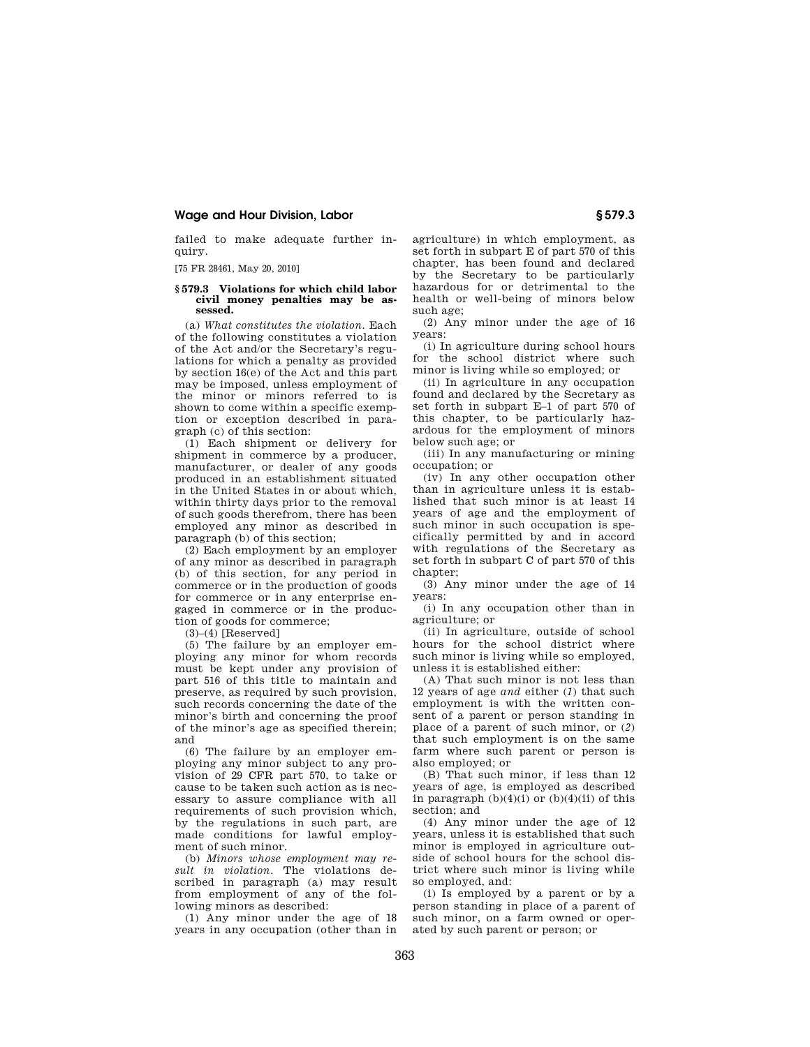failed to make adequate further inquiry.

[75 FR 28461, May 20, 2010]

### § 579.3 Violations for which child labor civil money penalties may be assessed.

(a) *What constitutes the violation.* Each of the following constitutes a violation of the Act and/or the Secretary's regulations for which a penalty as provided by section 16(e) of the Act and this part may be imposed, unless employment of the minor or minors referred to is shown to come within a specific exemption or exception described in paragraph (c) of this section:

(1) Each shipment or delivery for shipment in commerce by a producer, manufacturer, or dealer of any goods produced in an establishment situated in the United States in or about which, within thirty days prior to the removal of such goods therefrom, there has been employed any minor as described in paragraph (b) of this section;

(2) Each employment by an employer of any minor as described in paragraph (b) of this section, for any period in commerce or in the production of goods for commerce or in any enterprise engaged in commerce or in the production of goods for commerce;

(3)–(4) [Reserved]

(5) The failure by an employer employing any minor for whom records must be kept under any provision of part 516 of this title to maintain and preserve, as required by such provision, such records concerning the date of the minor's birth and concerning the proof of the minor's age as specified therein; and

(6) The failure by an employer employing any minor subject to any provision of 29 CFR part 570, to take or cause to be taken such action as is necessary to assure compliance with all requirements of such provision which, by the regulations in such part, are made conditions for lawful employment of such minor.

(b) *Minors whose employment may result in violation.* The violations described in paragraph (a) may result from employment of any of the following minors as described:

(1) Any minor under the age of 18 years in any occupation (other than in agriculture) in which employment, as set forth in subpart E of part 570 of this chapter, has been found and declared by the Secretary to be particularly hazardous for or detrimental to the health or well-being of minors below such age;

(2) Any minor under the age of 16 years:

(i) In agriculture during school hours for the school district where such minor is living while so employed; or

(ii) In agriculture in any occupation found and declared by the Secretary as set forth in subpart E–1 of part 570 of this chapter, to be particularly hazardous for the employment of minors below such age; or

(iii) In any manufacturing or mining occupation; or

(iv) In any other occupation other than in agriculture unless it is established that such minor is at least 14 years of age and the employment of such minor in such occupation is specifically permitted by and in accord with regulations of the Secretary as set forth in subpart C of part 570 of this chapter;

(3) Any minor under the age of 14 years:

(i) In any occupation other than in agriculture; or

(ii) In agriculture, outside of school hours for the school district where such minor is living while so employed, unless it is established either:

(A) That such minor is not less than 12 years of age *and* either (*1*) that such employment is with the written consent of a parent or person standing in place of a parent of such minor, or (*2*) that such employment is on the same farm where such parent or person is also employed; or

(B) That such minor, if less than 12 years of age, is employed as described in paragraph (b)(4)(i) or (b)(4)(ii) of this section; and

(4) Any minor under the age of 12 years, unless it is established that such minor is employed in agriculture outside of school hours for the school district where such minor is living while so employed, and:

(i) Is employed by a parent or by a person standing in place of a parent of such minor, on a farm owned or operated by such parent or person; or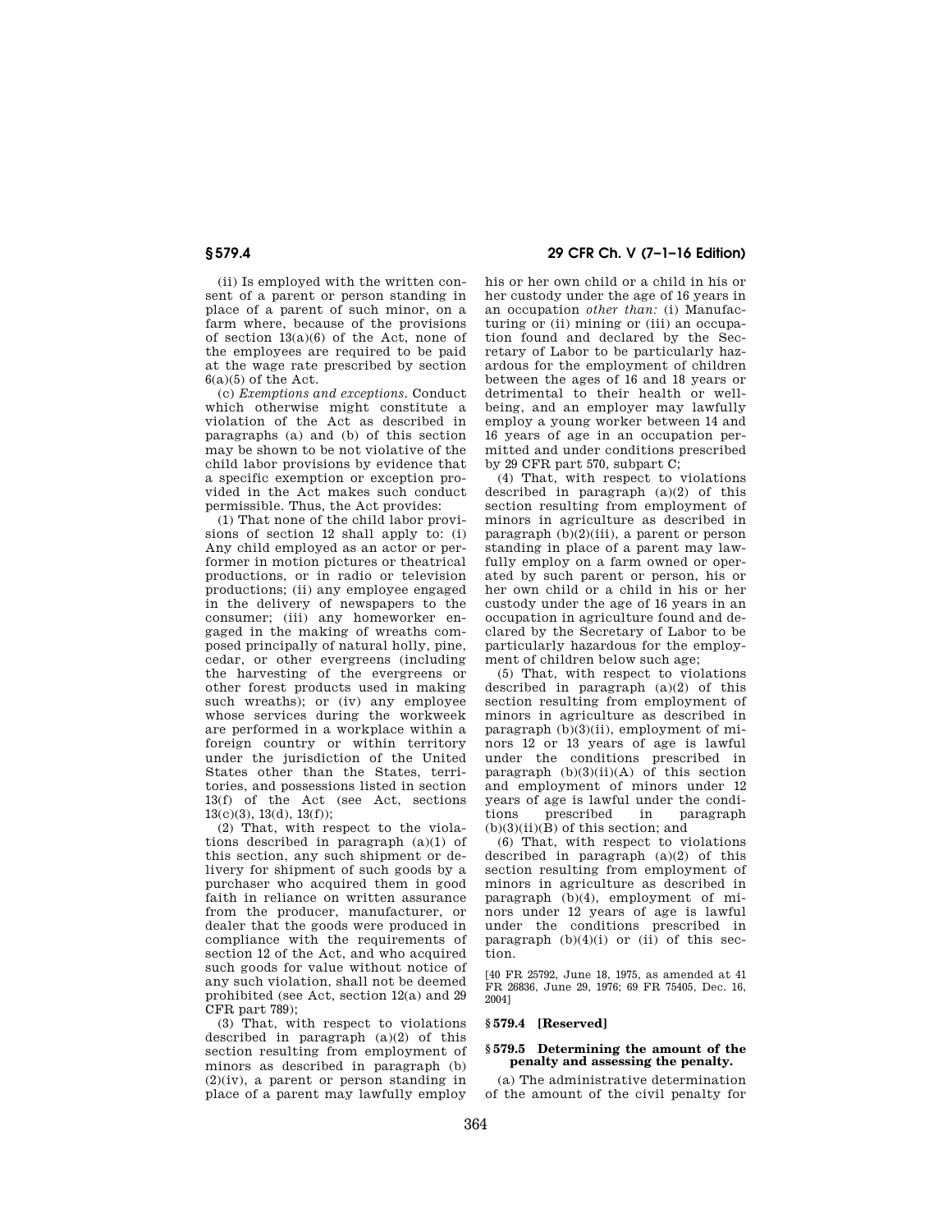(ii) Is employed with the written consent of a parent or person standing in place of a parent of such minor, on a farm where, because of the provisions of section 13(a)(6) of the Act, none of the employees are required to be paid at the wage rate prescribed by section 6(a)(5) of the Act.

(c) *Exemptions and exceptions.* Conduct which otherwise might constitute a violation of the Act as described in paragraphs (a) and (b) of this section may be shown to be not violative of the child labor provisions by evidence that a specific exemption or exception provided in the Act makes such conduct permissible. Thus, the Act provides:

(1) That none of the child labor provisions of section 12 shall apply to: (i) Any child employed as an actor or performer in motion pictures or theatrical productions, or in radio or television productions; (ii) any employee engaged in the delivery of newspapers to the consumer; (iii) any homeworker engaged in the making of wreaths composed principally of natural holly, pine, cedar, or other evergreens (including the harvesting of the evergreens or other forest products used in making such wreaths); or (iv) any employee whose services during the workweek are performed in a workplace within a foreign country or within territory under the jurisdiction of the United States other than the States, territories, and possessions listed in section 13(f) of the Act (see Act, sections 13(c)(3), 13(d), 13(f));

(2) That, with respect to the violations described in paragraph (a)(1) of this section, any such shipment or delivery for shipment of such goods by a purchaser who acquired them in good faith in reliance on written assurance from the producer, manufacturer, or dealer that the goods were produced in compliance with the requirements of section 12 of the Act, and who acquired such goods for value without notice of any such violation, shall not be deemed prohibited (see Act, section 12(a) and 29 CFR part 789);

(3) That, with respect to violations described in paragraph (a)(2) of this section resulting from employment of minors as described in paragraph (b)(2)(iv), a parent or person standing in place of a parent may lawfully employ his or her own child or a child in his or her custody under the age of 16 years in an occupation *other than:* (i) Manufacturing or (ii) mining or (iii) an occupation found and declared by the Secretary of Labor to be particularly hazardous for the employment of children between the ages of 16 and 18 years or detrimental to their health or well-being, and an employer may lawfully employ a young worker between 14 and 16 years of age in an occupation permitted and under conditions prescribed by 29 CFR part 570, subpart C;

(4) That, with respect to violations described in paragraph (a)(2) of this section resulting from employment of minors in agriculture as described in paragraph (b)(2)(iii), a parent or person standing in place of a parent may lawfully employ on a farm owned or operated by such parent or person, his or her own child or a child in his or her custody under the age of 16 years in an occupation in agriculture found and declared by the Secretary of Labor to be particularly hazardous for the employment of children below such age;

(5) That, with respect to violations described in paragraph (a)(2) of this section resulting from employment of minors in agriculture as described in paragraph (b)(3)(ii), employment of minors 12 or 13 years of age is lawful under the conditions prescribed in paragraph (b)(3)(ii)(A) of this section and employment of minors under 12 years of age is lawful under the conditions prescribed in paragraph (b)(3)(ii)(B) of this section; and

(6) That, with respect to violations described in paragraph (a)(2) of this section resulting from employment of minors in agriculture as described in paragraph (b)(4), employment of minors under 12 years of age is lawful under the conditions prescribed in paragraph (b)(4)(i) or (ii) of this section.

[40 FR 25792, June 18, 1975, as amended at 41 FR 26836, June 29, 1976; 69 FR 75405, Dec. 16, 2004]

## § 579.4 [Reserved]

## § 579.5 Determining the amount of the penalty and assessing the penalty.

(a) The administrative determination of the amount of the civil penalty for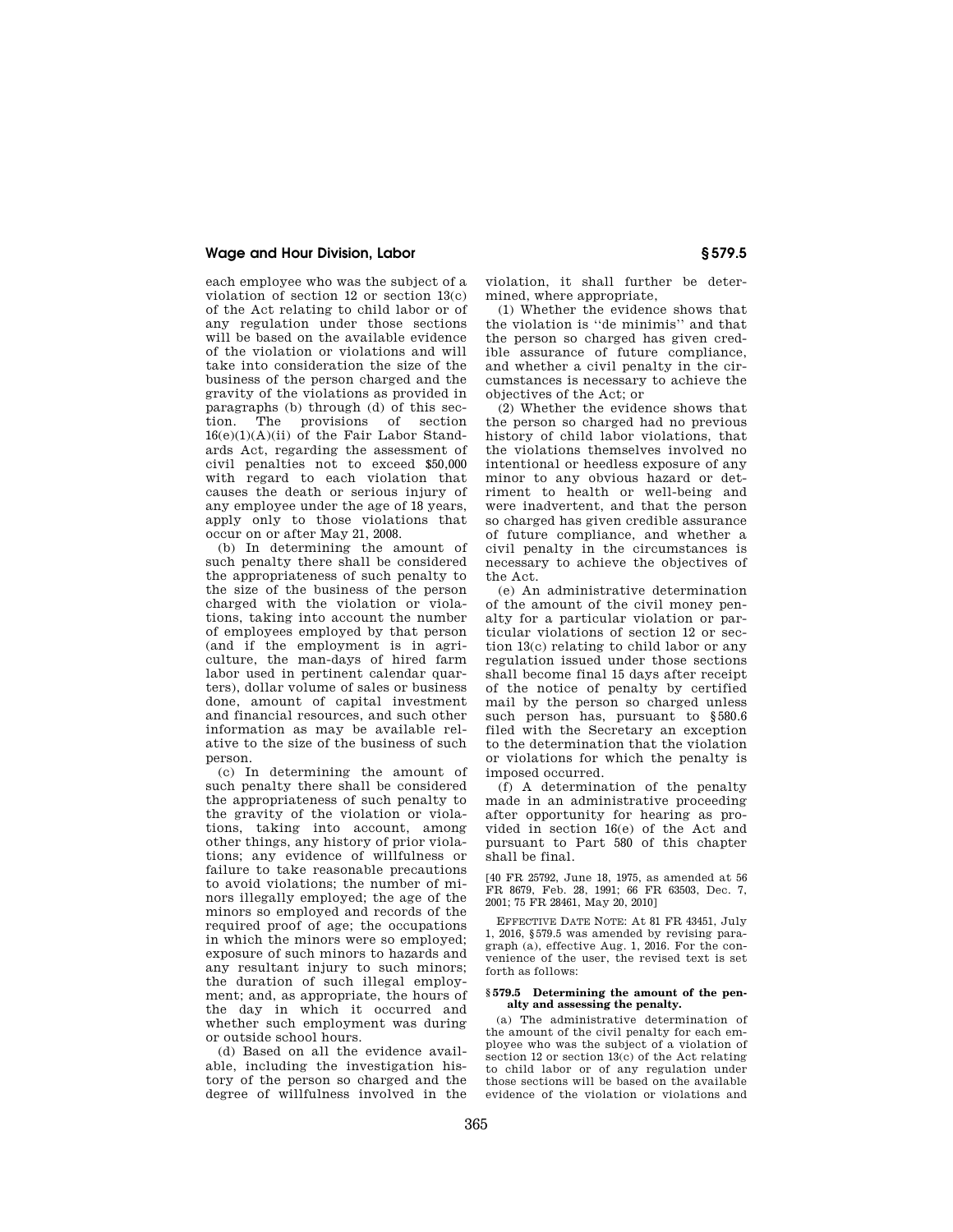each employee who was the subject of a violation of section 12 or section 13(c) of the Act relating to child labor or of any regulation under those sections will be based on the available evidence of the violation or violations and will take into consideration the size of the business of the person charged and the gravity of the violations as provided in paragraphs (b) through (d) of this section. The provisions of section 16(e)(1)(A)(ii) of the Fair Labor Standards Act, regarding the assessment of civil penalties not to exceed $50,000 with regard to each violation that causes the death or serious injury of any employee under the age of 18 years, apply only to those violations that occur on or after May 21, 2008.

(b) In determining the amount of such penalty there shall be considered the appropriateness of such penalty to the size of the business of the person charged with the violation or violations, taking into account the number of employees employed by that person (and if the employment is in agriculture, the man-days of hired farm labor used in pertinent calendar quarters), dollar volume of sales or business done, amount of capital investment and financial resources, and such other information as may be available relative to the size of the business of such person.

(c) In determining the amount of such penalty there shall be considered the appropriateness of such penalty to the gravity of the violation or violations, taking into account, among other things, any history of prior violations; any evidence of willfulness or failure to take reasonable precautions to avoid violations; the number of minors illegally employed; the age of the minors so employed and records of the required proof of age; the occupations in which the minors were so employed; exposure of such minors to hazards and any resultant injury to such minors; the duration of such illegal employment; and, as appropriate, the hours of the day in which it occurred and whether such employment was during or outside school hours.

(d) Based on all the evidence available, including the investigation history of the person so charged and the degree of willfulness involved in the violation, it shall further be determined, where appropriate,

(1) Whether the evidence shows that the violation is ''de minimis'' and that the person so charged has given credible assurance of future compliance, and whether a civil penalty in the circumstances is necessary to achieve the objectives of the Act; or

(2) Whether the evidence shows that the person so charged had no previous history of child labor violations, that the violations themselves involved no intentional or heedless exposure of any minor to any obvious hazard or detriment to health or well-being and were inadvertent, and that the person so charged has given credible assurance of future compliance, and whether a civil penalty in the circumstances is necessary to achieve the objectives of the Act.

(e) An administrative determination of the amount of the civil money penalty for a particular violation or particular violations of section 12 or section 13(c) relating to child labor or any regulation issued under those sections shall become final 15 days after receipt of the notice of penalty by certified mail by the person so charged unless such person has, pursuant to §580.6 filed with the Secretary an exception to the determination that the violation or violations for which the penalty is imposed occurred.

(f) A determination of the penalty made in an administrative proceeding after opportunity for hearing as provided in section 16(e) of the Act and pursuant to Part 580 of this chapter shall be final.

[40 FR 25792, June 18, 1975, as amended at 56 FR 8679, Feb. 28, 1991; 66 FR 63503, Dec. 7, 2001; 75 FR 28461, May 20, 2010]

EFFECTIVE DATE NOTE: At 81 FR 43451, July 1, 2016, §579.5 was amended by revising paragraph (a), effective Aug. 1, 2016. For the convenience of the user, the revised text is set forth as follows:

**§579.5 Determining the amount of the penalty and assessing the penalty.**

(a) The administrative determination of the amount of the civil penalty for each employee who was the subject of a violation of section 12 or section 13(c) of the Act relating to child labor or of any regulation under those sections will be based on the available evidence of the violation or violations and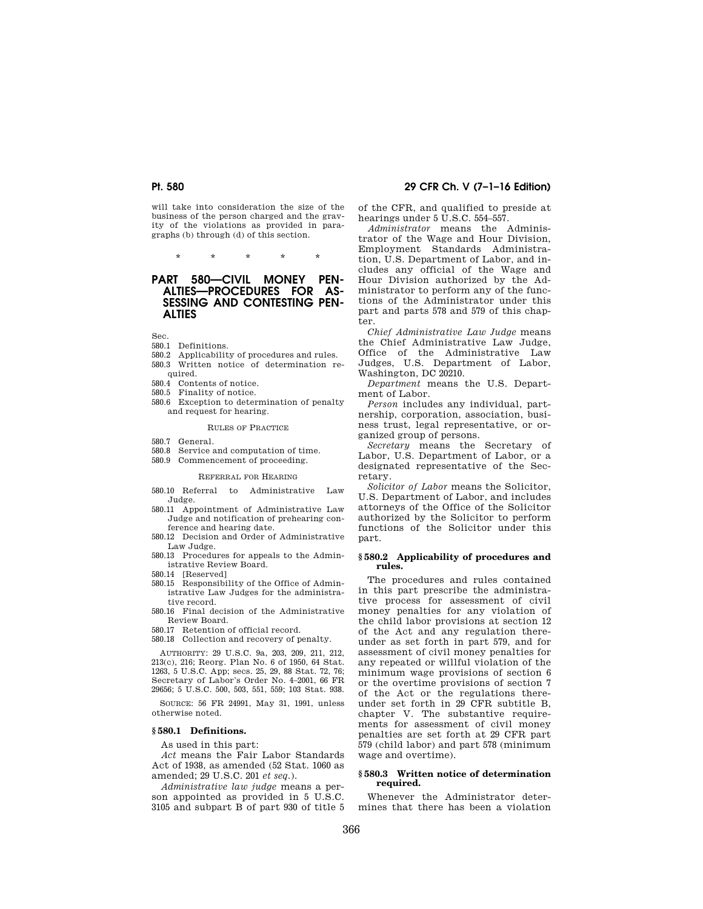will take into consideration the size of the business of the person charged and the gravity of the violations as provided in paragraphs (b) through (d) of this section.

\* \* \* \* \*

# PART 580—CIVIL MONEY PENALTIES—PROCEDURES FOR ASSESSING AND CONTESTING PENALTIES

Sec.
580.1 Definitions.
580.2 Applicability of procedures and rules.
580.3 Written notice of determination required.
580.4 Contents of notice.
580.5 Finality of notice.
580.6 Exception to determination of penalty and request for hearing.

RULES OF PRACTICE

580.7 General.
580.8 Service and computation of time.
580.9 Commencement of proceeding.

REFERRAL FOR HEARING

580.10 Referral to Administrative Law Judge.
580.11 Appointment of Administrative Law Judge and notification of prehearing conference and hearing date.
580.12 Decision and Order of Administrative Law Judge.
580.13 Procedures for appeals to the Administrative Review Board.
580.14 [Reserved]
580.15 Responsibility of the Office of Administrative Law Judges for the administrative record.
580.16 Final decision of the Administrative Review Board.
580.17 Retention of official record.
580.18 Collection and recovery of penalty.

AUTHORITY: 29 U.S.C. 9a, 203, 209, 211, 212, 213(c), 216; Reorg. Plan No. 6 of 1950, 64 Stat. 1263, 5 U.S.C. App; secs. 25, 29, 88 Stat. 72, 76; Secretary of Labor's Order No. 4–2001, 66 FR 29656; 5 U.S.C. 500, 503, 551, 559; 103 Stat. 938.

SOURCE: 56 FR 24991, May 31, 1991, unless otherwise noted.

### § 580.1 Definitions.

As used in this part:

*Act* means the Fair Labor Standards Act of 1938, as amended (52 Stat. 1060 as amended; 29 U.S.C. 201 *et seq.*).

*Administrative law judge* means a person appointed as provided in 5 U.S.C. 3105 and subpart B of part 930 of title 5 of the CFR, and qualified to preside at hearings under 5 U.S.C. 554–557.

*Administrator* means the Administrator of the Wage and Hour Division, Employment Standards Administration, U.S. Department of Labor, and includes any official of the Wage and Hour Division authorized by the Administrator to perform any of the functions of the Administrator under this part and parts 578 and 579 of this chapter.

*Chief Administrative Law Judge* means the Chief Administrative Law Judge, Office of the Administrative Law Judges, U.S. Department of Labor, Washington, DC 20210.

*Department* means the U.S. Department of Labor.

*Person* includes any individual, partnership, corporation, association, business trust, legal representative, or organized group of persons.

*Secretary* means the Secretary of Labor, U.S. Department of Labor, or a designated representative of the Secretary.

*Solicitor of Labor* means the Solicitor, U.S. Department of Labor, and includes attorneys of the Office of the Solicitor authorized by the Solicitor to perform functions of the Solicitor under this part.

### § 580.2 Applicability of procedures and rules.

The procedures and rules contained in this part prescribe the administrative process for assessment of civil money penalties for any violation of the child labor provisions at section 12 of the Act and any regulation thereunder as set forth in part 579, and for assessment of civil money penalties for any repeated or willful violation of the minimum wage provisions of section 6 or the overtime provisions of section 7 of the Act or the regulations thereunder set forth in 29 CFR subtitle B, chapter V. The substantive requirements for assessment of civil money penalties are set forth at 29 CFR part 579 (child labor) and part 578 (minimum wage and overtime).

### § 580.3 Written notice of determination required.

Whenever the Administrator determines that there has been a violation